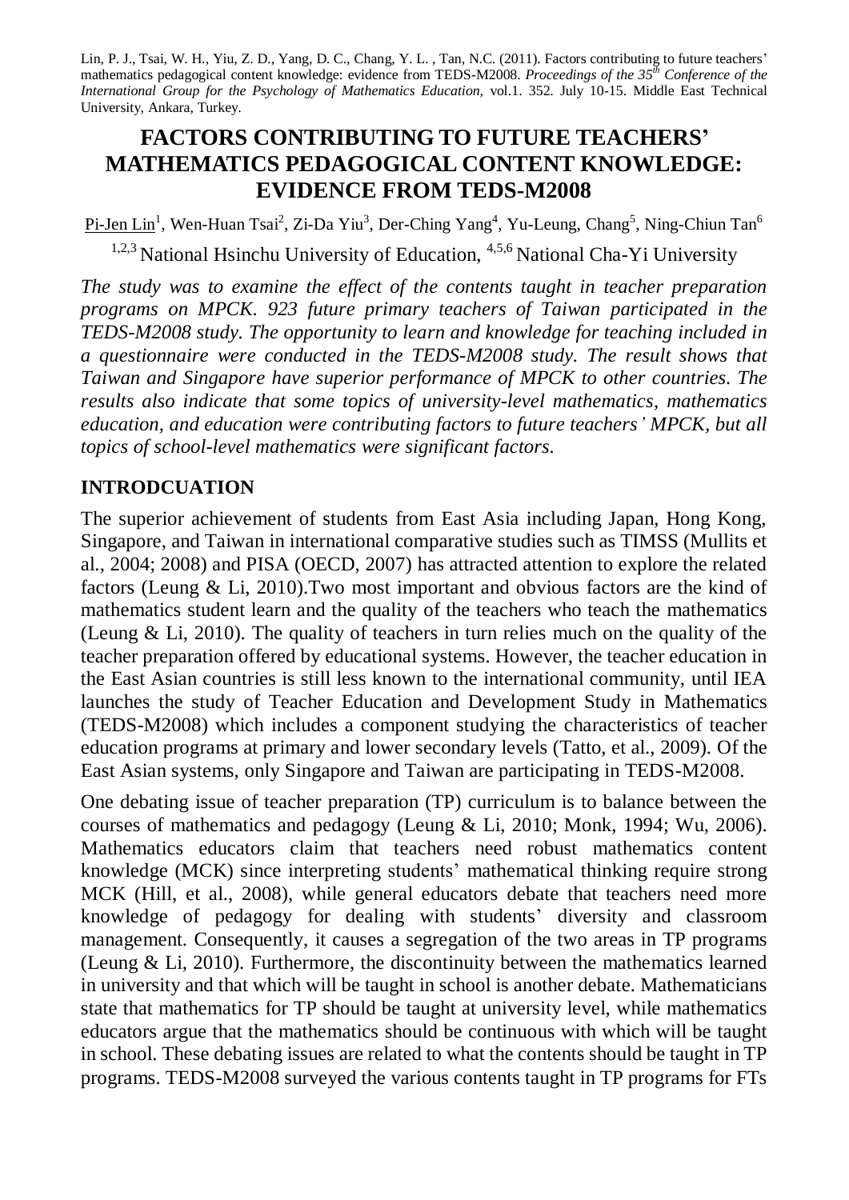Lin, P. J., Tsai, W. H., Yiu, Z. D., Yang, D. C., Chang, Y. L. , Tan, N.C. (2011). Factors contributing to future teachers' mathematics pedagogical content knowledge: evidence from TEDS-M2008. *Proceedings of the 35th Conference of the International Group for the Psychology of Mathematics Education,* vol.1. 352. July 10-15. Middle East Technical University, Ankara, Turkey.

# FACTORS CONTRIBUTING TO FUTURE TEACHERS' MATHEMATICS PEDAGOGICAL CONTENT KNOWLEDGE: EVIDENCE FROM TEDS-M2008

Pi-Jen Lin[1], Wen-Huan Tsai[2], Zi-Da Yiu[3], Der-Ching Yang[4], Yu-Leung, Chang[5], Ning-Chiun Tan[6]

[1,2,3] National Hsinchu University of Education, [4,5,6] National Cha-Yi University

*The study was to examine the effect of the contents taught in teacher preparation programs on MPCK. 923 future primary teachers of Taiwan participated in the TEDS-M2008 study. The opportunity to learn and knowledge for teaching included in a questionnaire were conducted in the TEDS-M2008 study. The result shows that Taiwan and Singapore have superior performance of MPCK to other countries. The results also indicate that some topics of university-level mathematics, mathematics education, and education were contributing factors to future teachers' MPCK, but all topics of school-level mathematics were significant factors.*

## INTRODCUATION

The superior achievement of students from East Asia including Japan, Hong Kong, Singapore, and Taiwan in international comparative studies such as TIMSS (Mullits et al., 2004; 2008) and PISA (OECD, 2007) has attracted attention to explore the related factors (Leung & Li, 2010).Two most important and obvious factors are the kind of mathematics student learn and the quality of the teachers who teach the mathematics (Leung & Li, 2010). The quality of teachers in turn relies much on the quality of the teacher preparation offered by educational systems. However, the teacher education in the East Asian countries is still less known to the international community, until IEA launches the study of Teacher Education and Development Study in Mathematics (TEDS-M2008) which includes a component studying the characteristics of teacher education programs at primary and lower secondary levels (Tatto, et al., 2009). Of the East Asian systems, only Singapore and Taiwan are participating in TEDS-M2008.

One debating issue of teacher preparation (TP) curriculum is to balance between the courses of mathematics and pedagogy (Leung & Li, 2010; Monk, 1994; Wu, 2006). Mathematics educators claim that teachers need robust mathematics content knowledge (MCK) since interpreting students' mathematical thinking require strong MCK (Hill, et al., 2008), while general educators debate that teachers need more knowledge of pedagogy for dealing with students' diversity and classroom management. Consequently, it causes a segregation of the two areas in TP programs (Leung & Li, 2010). Furthermore, the discontinuity between the mathematics learned in university and that which will be taught in school is another debate. Mathematicians state that mathematics for TP should be taught at university level, while mathematics educators argue that the mathematics should be continuous with which will be taught in school. These debating issues are related to what the contents should be taught in TP programs. TEDS-M2008 surveyed the various contents taught in TP programs for FTs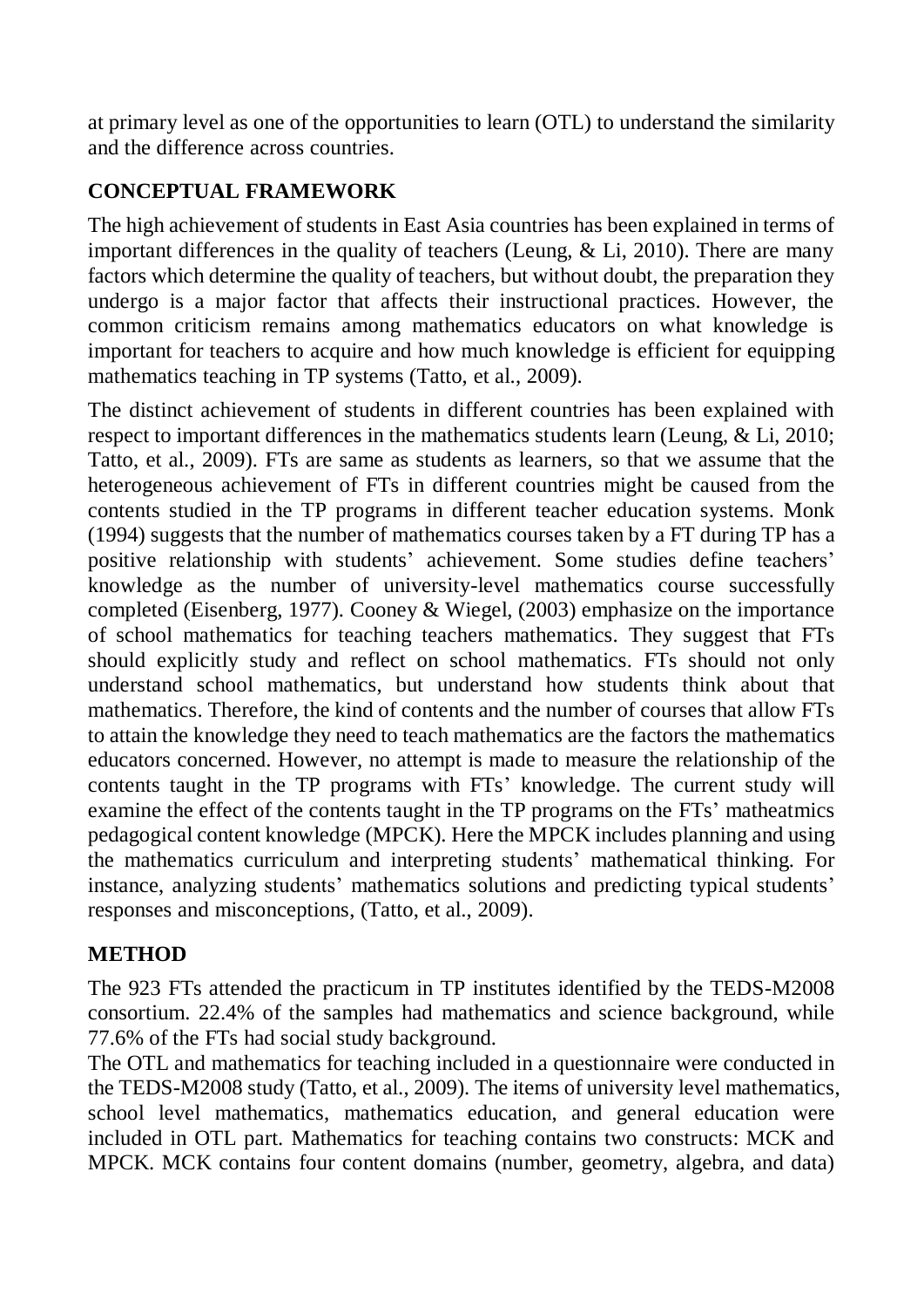at primary level as one of the opportunities to learn (OTL) to understand the similarity and the difference across countries.

## CONCEPTUAL FRAMEWORK

The high achievement of students in East Asia countries has been explained in terms of important differences in the quality of teachers (Leung, & Li, 2010). There are many factors which determine the quality of teachers, but without doubt, the preparation they undergo is a major factor that affects their instructional practices. However, the common criticism remains among mathematics educators on what knowledge is important for teachers to acquire and how much knowledge is efficient for equipping mathematics teaching in TP systems (Tatto, et al., 2009).

The distinct achievement of students in different countries has been explained with respect to important differences in the mathematics students learn (Leung, & Li, 2010; Tatto, et al., 2009). FTs are same as students as learners, so that we assume that the heterogeneous achievement of FTs in different countries might be caused from the contents studied in the TP programs in different teacher education systems. Monk (1994) suggests that the number of mathematics courses taken by a FT during TP has a positive relationship with students' achievement. Some studies define teachers' knowledge as the number of university-level mathematics course successfully completed (Eisenberg, 1977). Cooney & Wiegel, (2003) emphasize on the importance of school mathematics for teaching teachers mathematics. They suggest that FTs should explicitly study and reflect on school mathematics. FTs should not only understand school mathematics, but understand how students think about that mathematics. Therefore, the kind of contents and the number of courses that allow FTs to attain the knowledge they need to teach mathematics are the factors the mathematics educators concerned. However, no attempt is made to measure the relationship of the contents taught in the TP programs with FTs' knowledge. The current study will examine the effect of the contents taught in the TP programs on the FTs' matheatmics pedagogical content knowledge (MPCK). Here the MPCK includes planning and using the mathematics curriculum and interpreting students' mathematical thinking. For instance, analyzing students' mathematics solutions and predicting typical students' responses and misconceptions, (Tatto, et al., 2009).

## METHOD

The 923 FTs attended the practicum in TP institutes identified by the TEDS-M2008 consortium. 22.4% of the samples had mathematics and science background, while 77.6% of the FTs had social study background.

The OTL and mathematics for teaching included in a questionnaire were conducted in the TEDS-M2008 study (Tatto, et al., 2009). The items of university level mathematics, school level mathematics, mathematics education, and general education were included in OTL part. Mathematics for teaching contains two constructs: MCK and MPCK. MCK contains four content domains (number, geometry, algebra, and data)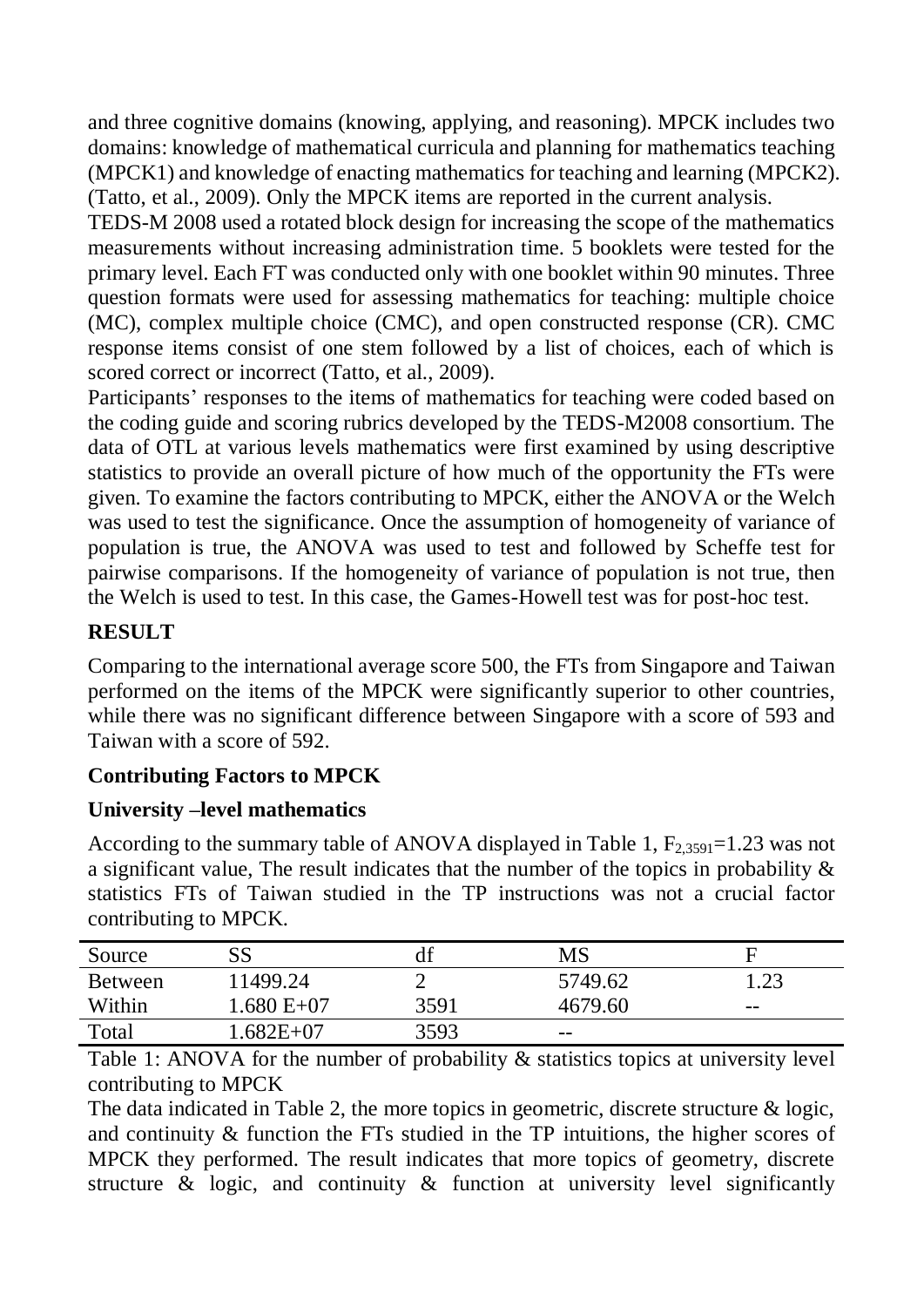and three cognitive domains (knowing, applying, and reasoning). MPCK includes two domains: knowledge of mathematical curricula and planning for mathematics teaching (MPCK1) and knowledge of enacting mathematics for teaching and learning (MPCK2). (Tatto, et al., 2009). Only the MPCK items are reported in the current analysis.

TEDS-M 2008 used a rotated block design for increasing the scope of the mathematics measurements without increasing administration time. 5 booklets were tested for the primary level. Each FT was conducted only with one booklet within 90 minutes. Three question formats were used for assessing mathematics for teaching: multiple choice (MC), complex multiple choice (CMC), and open constructed response (CR). CMC response items consist of one stem followed by a list of choices, each of which is scored correct or incorrect (Tatto, et al., 2009).

Participants' responses to the items of mathematics for teaching were coded based on the coding guide and scoring rubrics developed by the TEDS-M2008 consortium. The data of OTL at various levels mathematics were first examined by using descriptive statistics to provide an overall picture of how much of the opportunity the FTs were given. To examine the factors contributing to MPCK, either the ANOVA or the Welch was used to test the significance. Once the assumption of homogeneity of variance of population is true, the ANOVA was used to test and followed by Scheffe test for pairwise comparisons. If the homogeneity of variance of population is not true, then the Welch is used to test. In this case, the Games-Howell test was for post-hoc test.

## RESULT

Comparing to the international average score 500, the FTs from Singapore and Taiwan performed on the items of the MPCK were significantly superior to other countries, while there was no significant difference between Singapore with a score of 593 and Taiwan with a score of 592.

### Contributing Factors to MPCK

### University –level mathematics

According to the summary table of ANOVA displayed in Table 1, $F_{2,3591}=1.23$ was not a significant value, The result indicates that the number of the topics in probability & statistics FTs of Taiwan studied in the TP instructions was not a crucial factor contributing to MPCK.

| Source | SS | df | MS | F |
|---|---|---|---|---|
| Between | 11499.24 | 2 | 5749.62 | 1.23 |
| Within | 1.680 E+07 | 3591 | 4679.60 | -- |
| Total | 1.682E+07 | 3593 | -- | |

Table 1: ANOVA for the number of probability & statistics topics at university level contributing to MPCK

The data indicated in Table 2, the more topics in geometric, discrete structure & logic, and continuity & function the FTs studied in the TP intuitions, the higher scores of MPCK they performed. The result indicates that more topics of geometry, discrete structure & logic, and continuity & function at university level significantly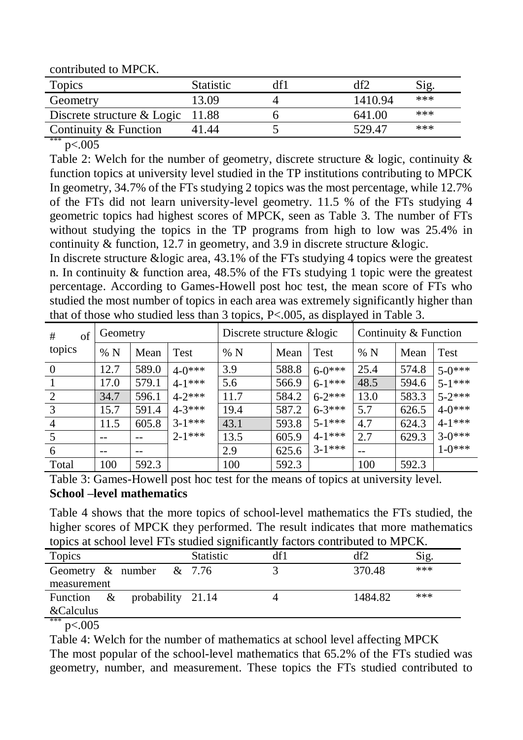contributed to MPCK.

| Topics | Statistic | df1 | df2 | Sig. |
|---|---|---|---|---|
| Geometry | 13.09 | 4 | 1410.94 | *** |
| Discrete structure & Logic | 11.88 | 6 | 641.00 | *** |
| Continuity & Function | 41.44 | 5 | 529.47 | *** |

*** $p<.005$

Table 2: Welch for the number of geometry, discrete structure & logic, continuity & function topics at university level studied in the TP institutions contributing to MPCK

In geometry, 34.7% of the FTs studying 2 topics was the most percentage, while 12.7% of the FTs did not learn university-level geometry. 11.5 % of the FTs studying 4 geometric topics had highest scores of MPCK, seen as Table 3. The number of FTs without studying the topics in the TP programs from high to low was 25.4% in continuity & function, 12.7 in geometry, and 3.9 in discrete structure &logic.

In discrete structure &logic area, 43.1% of the FTs studying 4 topics were the greatest n. In continuity & function area, 48.5% of the FTs studying 1 topic were the greatest percentage. According to Games-Howell post hoc test, the mean score of FTs who studied the most number of topics in each area was extremely significantly higher than that of those who studied less than 3 topics, P<.005, as displayed in Table 3.

| # of topics | Geometry | | | Discrete structure &logic | | | Continuity & Function | | |
|---|---|---|---|---|---|---|---|---|---|
| | % N | Mean | Test | % N | Mean | Test | % N | Mean | Test |
| 0 | 12.7 | 589.0 | 4-0*** | 3.9 | 588.8 | 6-0*** | 25.4 | 574.8 | 5-0*** |
| 1 | 17.0 | 579.1 | 4-1*** | 5.6 | 566.9 | 6-1*** | 48.5 | 594.6 | 5-1*** |
| 2 | 34.7 | 596.1 | 4-2*** | 11.7 | 584.2 | 6-2*** | 13.0 | 583.3 | 5-2*** |
| 3 | 15.7 | 591.4 | 4-3*** | 19.4 | 587.2 | 6-3*** | 5.7 | 626.5 | 4-0*** |
| 4 | 11.5 | 605.8 | 3-1*** | 43.1 | 593.8 | 5-1*** | 4.7 | 624.3 | 4-1*** |
| 5 | -- | -- | 2-1*** | 13.5 | 605.9 | 4-1*** | 2.7 | 629.3 | 3-0*** |
| 6 | -- | -- | | 2.9 | 625.6 | 3-1*** | -- | | 1-0*** |
| Total | 100 | 592.3 | | 100 | 592.3 | | 100 | 592.3 | |

Table 3: Games-Howell post hoc test for the means of topics at university level.

**School –level mathematics**

Table 4 shows that the more topics of school-level mathematics the FTs studied, the higher scores of MPCK they performed. The result indicates that more mathematics topics at school level FTs studied significantly factors contributed to MPCK.

| Topics | Statistic | df1 | df2 | Sig. |
|---|---|---|---|---|
| Geometry & number & measurement | 7.76 | 3 | 370.48 | *** |
| Function & probability &Calculus | 21.14 | 4 | 1484.82 | *** |

*** $p<.005$

Table 4: Welch for the number of mathematics at school level affecting MPCK

The most popular of the school-level mathematics that 65.2% of the FTs studied was geometry, number, and measurement. These topics the FTs studied contributed to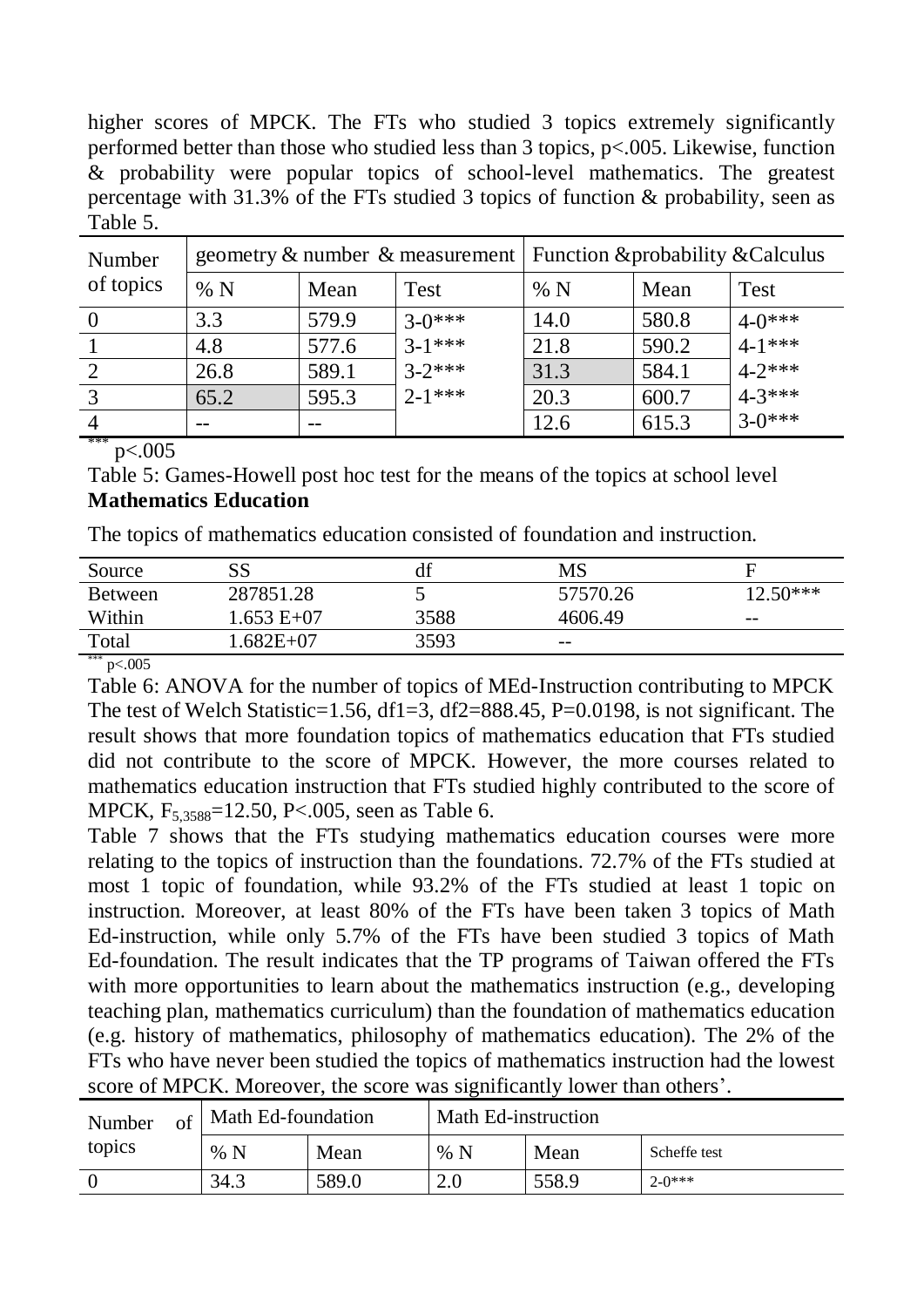higher scores of MPCK. The FTs who studied 3 topics extremely significantly performed better than those who studied less than 3 topics, $p<.005$. Likewise, function & probability were popular topics of school-level mathematics. The greatest percentage with 31.3% of the FTs studied 3 topics of function & probability, seen as Table 5.

| Number of topics | geometry & number & measurement | | | Function &probability &Calculus | | |
|---|---|---|---|---|---|---|
| | % N | Mean | Test | % N | Mean | Test |
| 0 | 3.3 | 579.9 | 3-0*** | 14.0 | 580.8 | 4-0*** |
| 1 | 4.8 | 577.6 | 3-1*** | 21.8 | 590.2 | 4-1*** |
| 2 | 26.8 | 589.1 | 3-2*** | 31.3 | 584.1 | 4-2*** |
| 3 | 65.2 | 595.3 | 2-1*** | 20.3 | 600.7 | 4-3*** |
| 4 | -- | -- | | 12.6 | 615.3 | 3-0*** |

*** $p<.005$

Table 5: Games-Howell post hoc test for the means of the topics at school level

**Mathematics Education**

The topics of mathematics education consisted of foundation and instruction.

| Source | SS | df | MS | F |
|---|---|---|---|---|
| Between | 287851.28 | 5 | 57570.26 | 12.50*** |
| Within | 1.653 E+07 | 3588 | 4606.49 | -- |
| Total | 1.682E+07 | 3593 | -- | |

*** $p<.005$

Table 6: ANOVA for the number of topics of MEd-Instruction contributing to MPCK

The test of Welch Statistic=1.56, df1=3, df2=888.45, P=0.0198, is not significant. The result shows that more foundation topics of mathematics education that FTs studied did not contribute to the score of MPCK. However, the more courses related to mathematics education instruction that FTs studied highly contributed to the score of MPCK, $F_{5,3588}=12.50$, $P<.005$, seen as Table 6.

Table 7 shows that the FTs studying mathematics education courses were more relating to the topics of instruction than the foundations. 72.7% of the FTs studied at most 1 topic of foundation, while 93.2% of the FTs studied at least 1 topic on instruction. Moreover, at least 80% of the FTs have been taken 3 topics of Math Ed-instruction, while only 5.7% of the FTs have been studied 3 topics of Math Ed-foundation. The result indicates that the TP programs of Taiwan offered the FTs with more opportunities to learn about the mathematics instruction (e.g., developing teaching plan, mathematics curriculum) than the foundation of mathematics education (e.g. history of mathematics, philosophy of mathematics education). The 2% of the FTs who have never been studied the topics of mathematics instruction had the lowest score of MPCK. Moreover, the score was significantly lower than others'.

| Number of topics | Math Ed-foundation | | Math Ed-instruction | | |
|---|---|---|---|---|---|
| | % N | Mean | % N | Mean | Scheffe test |
| 0 | 34.3 | 589.0 | 2.0 | 558.9 | 2-0*** |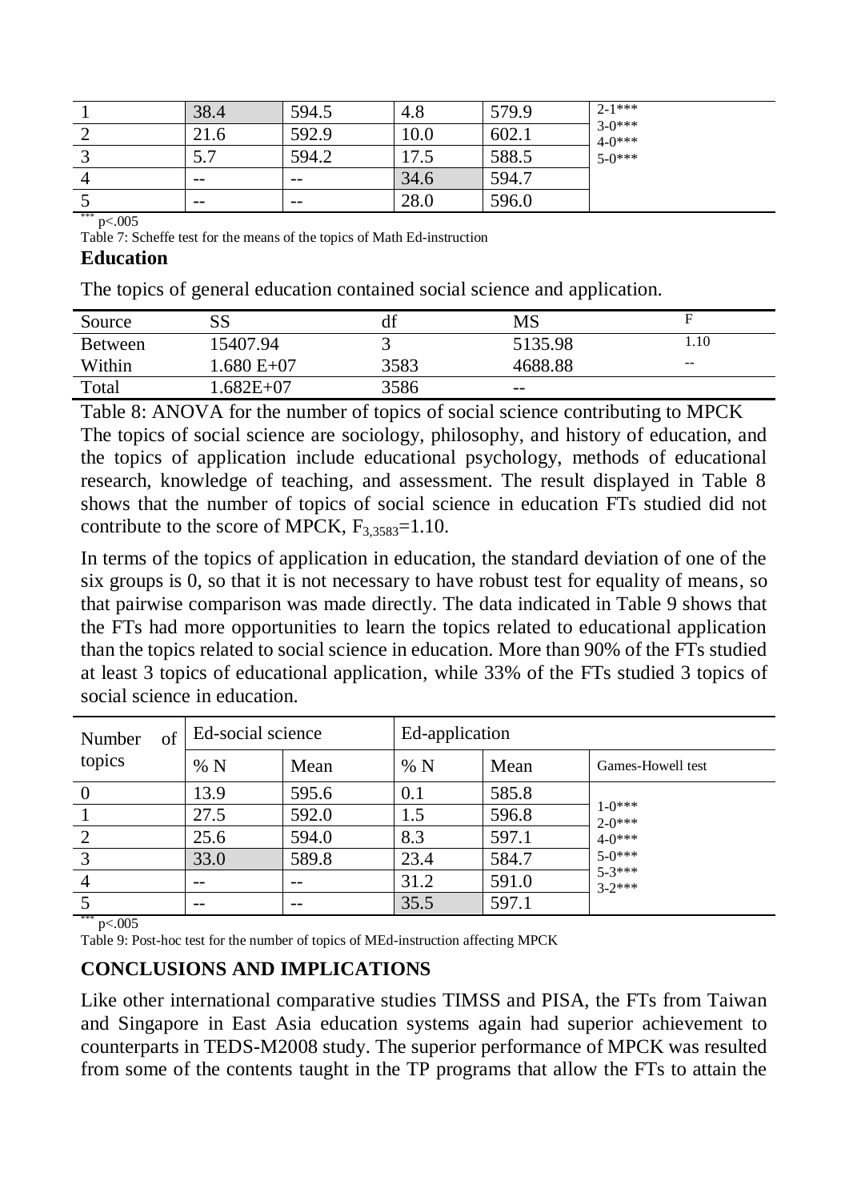| | | | | | |
|---|---|---|---|---|---|
| 1 | 38.4 | 594.5 | 4.8 | 579.9 | 2-1*** 3-0*** 4-0*** 5-0*** |
| 2 | 21.6 | 592.9 | 10.0 | 602.1 | |
| 3 | 5.7 | 594.2 | 17.5 | 588.5 | |
| 4 | -- | -- | 34.6 | 594.7 | |
| 5 | -- | -- | 28.0 | 596.0 | |

*** $p<.005$

Table 7: Scheffe test for the means of the topics of Math Ed-instruction

### Education

The topics of general education contained social science and application.

| Source | SS | df | MS | F |
|---|---|---|---|---|
| Between | 15407.94 | 3 | 5135.98 | 1.10 |
| Within | 1.680 E+07 | 3583 | 4688.88 | -- |
| Total | 1.682E+07 | 3586 | -- | |

Table 8: ANOVA for the number of topics of social science contributing to MPCK

The topics of social science are sociology, philosophy, and history of education, and the topics of application include educational psychology, methods of educational research, knowledge of teaching, and assessment. The result displayed in Table 8 shows that the number of topics of social science in education FTs studied did not contribute to the score of MPCK, $F_{3,3583}=1.10$.

In terms of the topics of application in education, the standard deviation of one of the six groups is 0, so that it is not necessary to have robust test for equality of means, so that pairwise comparison was made directly. The data indicated in Table 9 shows that the FTs had more opportunities to learn the topics related to educational application than the topics related to social science in education. More than 90% of the FTs studied at least 3 topics of educational application, while 33% of the FTs studied 3 topics of social science in education.

| Number of topics | Ed-social science | | Ed-application | | |
|---|---|---|---|---|---|
| | % N | Mean | % N | Mean | Games-Howell test |
| 0 | 13.9 | 595.6 | 0.1 | 585.8 | 1-0*** 2-0*** 4-0*** 5-0*** 5-3*** 3-2*** |
| 1 | 27.5 | 592.0 | 1.5 | 596.8 | |
| 2 | 25.6 | 594.0 | 8.3 | 597.1 | |
| 3 | 33.0 | 589.8 | 23.4 | 584.7 | |
| 4 | -- | -- | 31.2 | 591.0 | |
| 5 | -- | -- | 35.5 | 597.1 | |

*** $p<.005$

Table 9: Post-hoc test for the number of topics of MEd-instruction affecting MPCK

## CONCLUSIONS AND IMPLICATIONS

Like other international comparative studies TIMSS and PISA, the FTs from Taiwan and Singapore in East Asia education systems again had superior achievement to counterparts in TEDS-M2008 study. The superior performance of MPCK was resulted from some of the contents taught in the TP programs that allow the FTs to attain the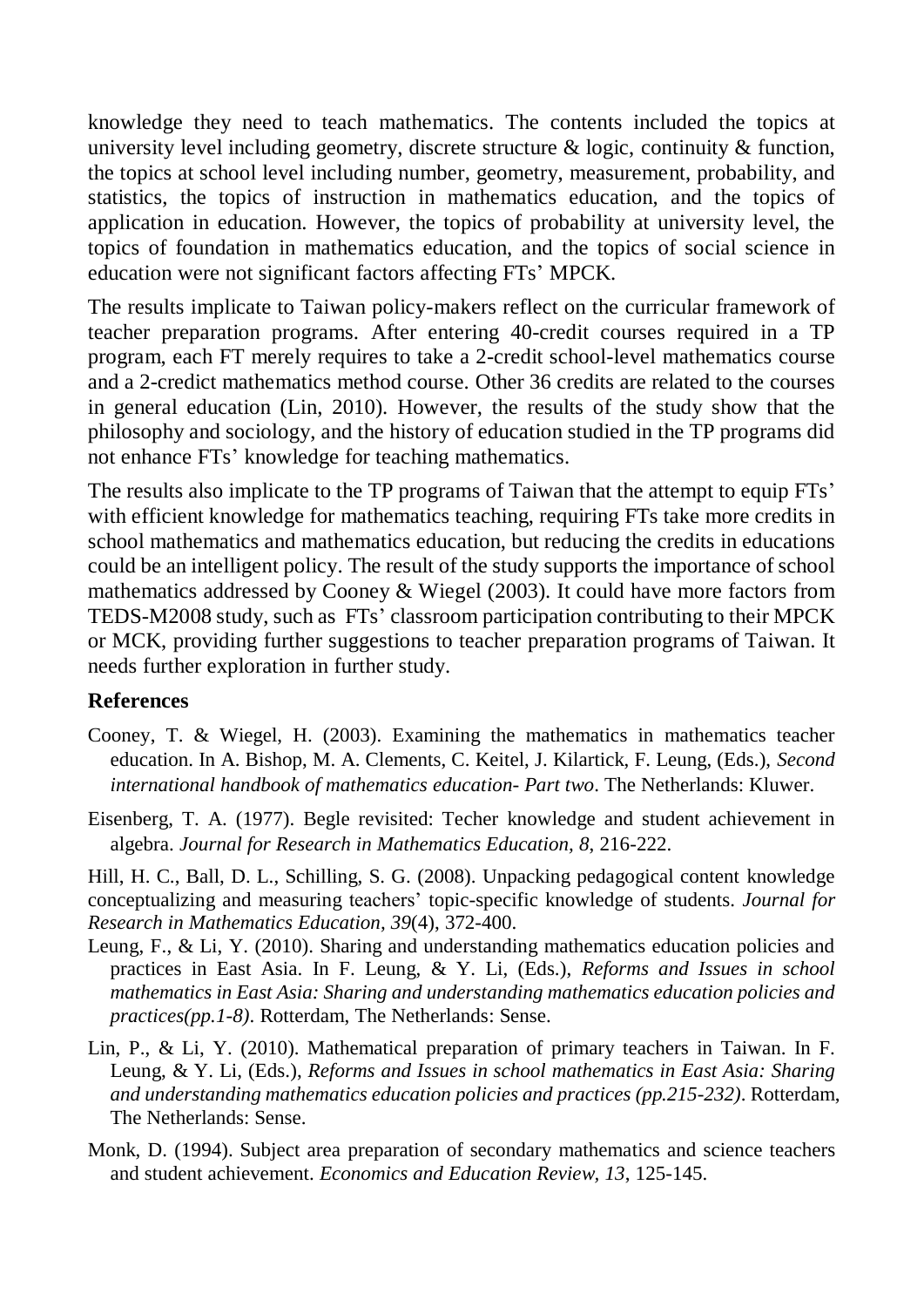knowledge they need to teach mathematics. The contents included the topics at university level including geometry, discrete structure & logic, continuity & function, the topics at school level including number, geometry, measurement, probability, and statistics, the topics of instruction in mathematics education, and the topics of application in education. However, the topics of probability at university level, the topics of foundation in mathematics education, and the topics of social science in education were not significant factors affecting FTs' MPCK.

The results implicate to Taiwan policy-makers reflect on the curricular framework of teacher preparation programs. After entering 40-credit courses required in a TP program, each FT merely requires to take a 2-credit school-level mathematics course and a 2-credict mathematics method course. Other 36 credits are related to the courses in general education (Lin, 2010). However, the results of the study show that the philosophy and sociology, and the history of education studied in the TP programs did not enhance FTs' knowledge for teaching mathematics.

The results also implicate to the TP programs of Taiwan that the attempt to equip FTs' with efficient knowledge for mathematics teaching, requiring FTs take more credits in school mathematics and mathematics education, but reducing the credits in educations could be an intelligent policy. The result of the study supports the importance of school mathematics addressed by Cooney & Wiegel (2003). It could have more factors from TEDS-M2008 study, such as FTs' classroom participation contributing to their MPCK or MCK, providing further suggestions to teacher preparation programs of Taiwan. It needs further exploration in further study.

## References

Cooney, T. & Wiegel, H. (2003). Examining the mathematics in mathematics teacher education. In A. Bishop, M. A. Clements, C. Keitel, J. Kilartick, F. Leung, (Eds.), *Second international handbook of mathematics education- Part two*. The Netherlands: Kluwer.

Eisenberg, T. A. (1977). Begle revisited: Techer knowledge and student achievement in algebra. *Journal for Research in Mathematics Education, 8*, 216-222.

Hill, H. C., Ball, D. L., Schilling, S. G. (2008). Unpacking pedagogical content knowledge conceptualizing and measuring teachers' topic-specific knowledge of students. *Journal for Research in Mathematics Education, 39*(4), 372-400.

Leung, F., & Li, Y. (2010). Sharing and understanding mathematics education policies and practices in East Asia. In F. Leung, & Y. Li, (Eds.), *Reforms and Issues in school mathematics in East Asia: Sharing and understanding mathematics education policies and practices(pp.1-8)*. Rotterdam, The Netherlands: Sense.

Lin, P., & Li, Y. (2010). Mathematical preparation of primary teachers in Taiwan. In F. Leung, & Y. Li, (Eds.), *Reforms and Issues in school mathematics in East Asia: Sharing and understanding mathematics education policies and practices (pp.215-232)*. Rotterdam, The Netherlands: Sense.

Monk, D. (1994). Subject area preparation of secondary mathematics and science teachers and student achievement. *Economics and Education Review, 13*, 125-145.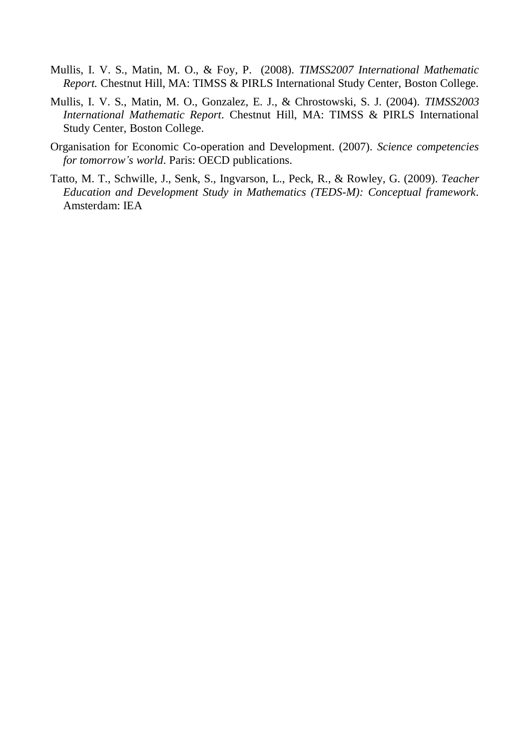Mullis, I. V. S., Matin, M. O., & Foy, P. (2008). *TIMSS2007 International Mathematic Report.* Chestnut Hill, MA: TIMSS & PIRLS International Study Center, Boston College.

Mullis, I. V. S., Matin, M. O., Gonzalez, E. J., & Chrostowski, S. J. (2004). *TIMSS2003 International Mathematic Report*. Chestnut Hill, MA: TIMSS & PIRLS International Study Center, Boston College.

Organisation for Economic Co-operation and Development. (2007). *Science competencies for tomorrow's world*. Paris: OECD publications.

Tatto, M. T., Schwille, J., Senk, S., Ingvarson, L., Peck, R., & Rowley, G. (2009). *Teacher Education and Development Study in Mathematics (TEDS-M): Conceptual framework*. Amsterdam: IEA